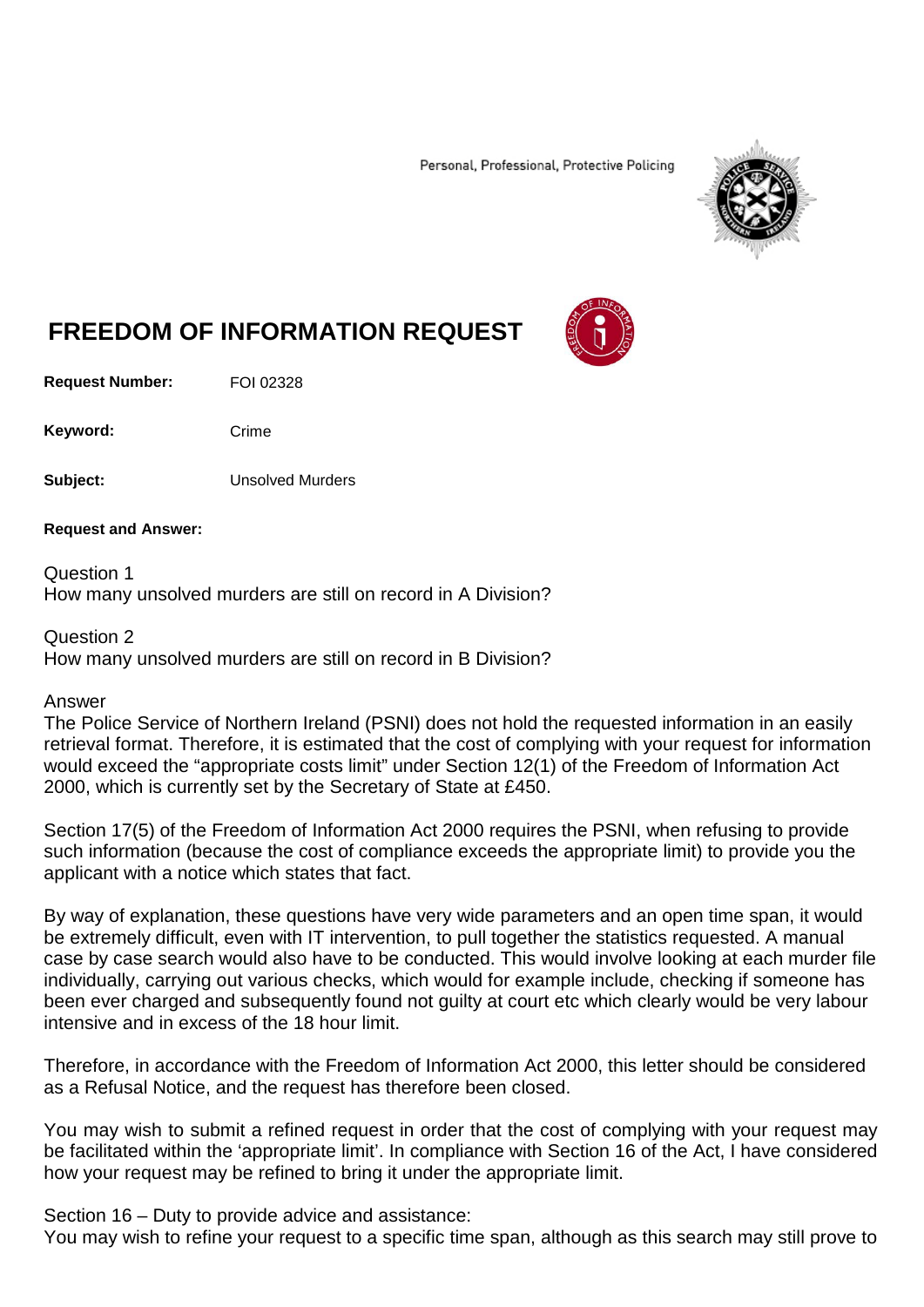Personal, Professional, Protective Policing

# FREEDOM OF INFORMATION REQUEST

**Request Number:** FOI 02328

**Keyword:** Crime

**Subject:** Unsolved Murders

**Request and Answer:**

Question 1
How many unsolved murders are still on record in A Division?

Question 2
How many unsolved murders are still on record in B Division?

Answer
The Police Service of Northern Ireland (PSNI) does not hold the requested information in an easily retrieval format. Therefore, it is estimated that the cost of complying with your request for information would exceed the "appropriate costs limit" under Section 12(1) of the Freedom of Information Act 2000, which is currently set by the Secretary of State at £450.

Section 17(5) of the Freedom of Information Act 2000 requires the PSNI, when refusing to provide such information (because the cost of compliance exceeds the appropriate limit) to provide you the applicant with a notice which states that fact.

By way of explanation, these questions have very wide parameters and an open time span, it would be extremely difficult, even with IT intervention, to pull together the statistics requested. A manual case by case search would also have to be conducted. This would involve looking at each murder file individually, carrying out various checks, which would for example include, checking if someone has been ever charged and subsequently found not guilty at court etc which clearly would be very labour intensive and in excess of the 18 hour limit.

Therefore, in accordance with the Freedom of Information Act 2000, this letter should be considered as a Refusal Notice, and the request has therefore been closed.

You may wish to submit a refined request in order that the cost of complying with your request may be facilitated within the 'appropriate limit'. In compliance with Section 16 of the Act, I have considered how your request may be refined to bring it under the appropriate limit.

Section 16 – Duty to provide advice and assistance:
You may wish to refine your request to a specific time span, although as this search may still prove to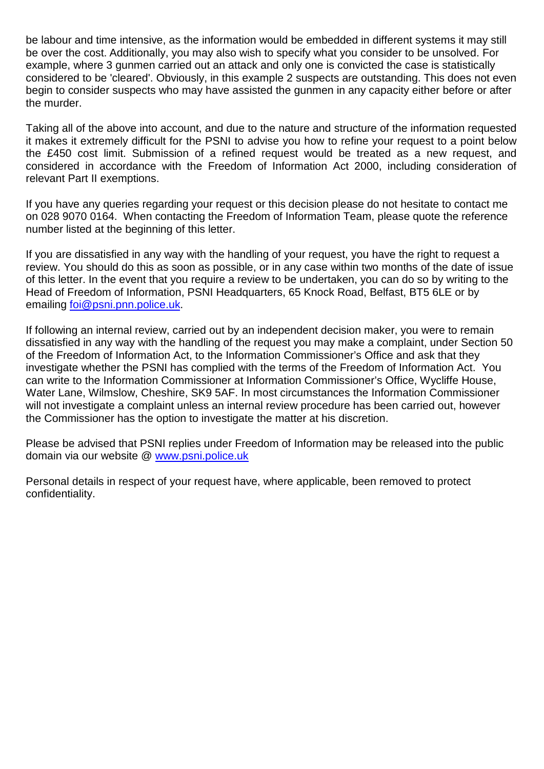be labour and time intensive, as the information would be embedded in different systems it may still be over the cost. Additionally, you may also wish to specify what you consider to be unsolved. For example, where 3 gunmen carried out an attack and only one is convicted the case is statistically considered to be 'cleared'. Obviously, in this example 2 suspects are outstanding. This does not even begin to consider suspects who may have assisted the gunmen in any capacity either before or after the murder.

Taking all of the above into account, and due to the nature and structure of the information requested it makes it extremely difficult for the PSNI to advise you how to refine your request to a point below the £450 cost limit. Submission of a refined request would be treated as a new request, and considered in accordance with the Freedom of Information Act 2000, including consideration of relevant Part II exemptions.

If you have any queries regarding your request or this decision please do not hesitate to contact me on 028 9070 0164. When contacting the Freedom of Information Team, please quote the reference number listed at the beginning of this letter.

If you are dissatisfied in any way with the handling of your request, you have the right to request a review. You should do this as soon as possible, or in any case within two months of the date of issue of this letter. In the event that you require a review to be undertaken, you can do so by writing to the Head of Freedom of Information, PSNI Headquarters, 65 Knock Road, Belfast, BT5 6LE or by emailing foi@psni.pnn.police.uk.

If following an internal review, carried out by an independent decision maker, you were to remain dissatisfied in any way with the handling of the request you may make a complaint, under Section 50 of the Freedom of Information Act, to the Information Commissioner's Office and ask that they investigate whether the PSNI has complied with the terms of the Freedom of Information Act. You can write to the Information Commissioner at Information Commissioner's Office, Wycliffe House, Water Lane, Wilmslow, Cheshire, SK9 5AF. In most circumstances the Information Commissioner will not investigate a complaint unless an internal review procedure has been carried out, however the Commissioner has the option to investigate the matter at his discretion.

Please be advised that PSNI replies under Freedom of Information may be released into the public domain via our website @ www.psni.police.uk

Personal details in respect of your request have, where applicable, been removed to protect confidentiality.